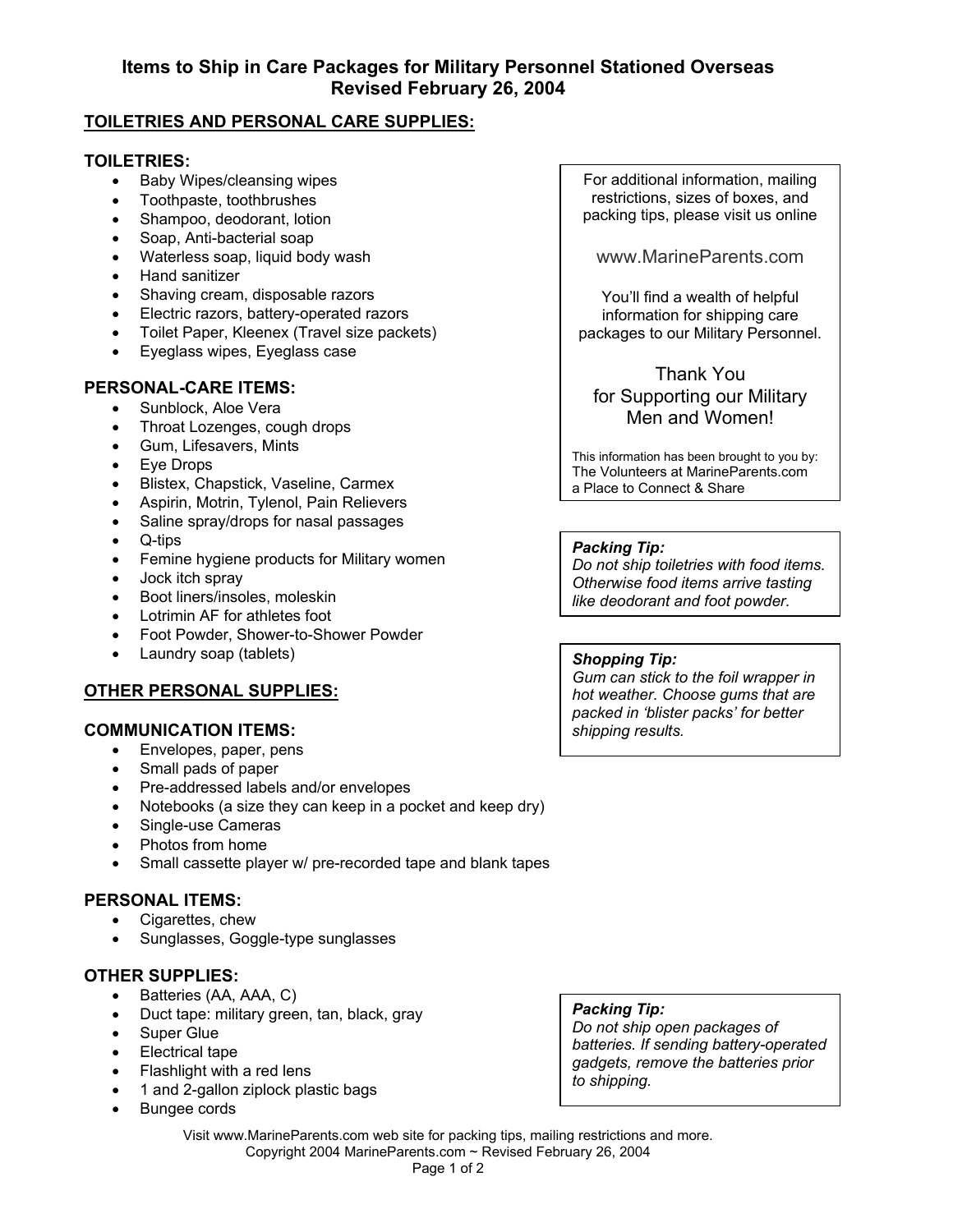# Items to Ship in Care Packages for Military Personnel Stationed Overseas
## Revised February 26, 2004

## TOILETRIES AND PERSONAL CARE SUPPLIES:

### TOILETRIES:

- Baby Wipes/cleansing wipes
- Toothpaste, toothbrushes
- Shampoo, deodorant, lotion
- Soap, Anti-bacterial soap
- Waterless soap, liquid body wash
- Hand sanitizer
- Shaving cream, disposable razors
- Electric razors, battery-operated razors
- Toilet Paper, Kleenex (Travel size packets)
- Eyeglass wipes, Eyeglass case

### PERSONAL-CARE ITEMS:

- Sunblock, Aloe Vera
- Throat Lozenges, cough drops
- Gum, Lifesavers, Mints
- Eye Drops
- Blistex, Chapstick, Vaseline, Carmex
- Aspirin, Motrin, Tylenol, Pain Relievers
- Saline spray/drops for nasal passages
- Q-tips
- Femine hygiene products for Military women
- Jock itch spray
- Boot liners/insoles, moleskin
- Lotrimin AF for athletes foot
- Foot Powder, Shower-to-Shower Powder
- Laundry soap (tablets)

## OTHER PERSONAL SUPPLIES:

### COMMUNICATION ITEMS:

- Envelopes, paper, pens
- Small pads of paper
- Pre-addressed labels and/or envelopes
- Notebooks (a size they can keep in a pocket and keep dry)
- Single-use Cameras
- Photos from home
- Small cassette player w/ pre-recorded tape and blank tapes

### PERSONAL ITEMS:

- Cigarettes, chew
- Sunglasses, Goggle-type sunglasses

### OTHER SUPPLIES:

- Batteries (AA, AAA, C)
- Duct tape: military green, tan, black, gray
- Super Glue
- Electrical tape
- Flashlight with a red lens
- 1 and 2-gallon ziplock plastic bags
- Bungee cords

For additional information, mailing restrictions, sizes of boxes, and packing tips, please visit us online

www.MarineParents.com

You'll find a wealth of helpful information for shipping care packages to our Military Personnel.

Thank You for Supporting our Military Men and Women!

This information has been brought to you by: The Volunteers at MarineParents.com a Place to Connect & Share

***Packing Tip:***
*Do not ship toiletries with food items. Otherwise food items arrive tasting like deodorant and foot powder.*

***Shopping Tip:***
*Gum can stick to the foil wrapper in hot weather. Choose gums that are packed in 'blister packs' for better shipping results.*

***Packing Tip:***
*Do not ship open packages of batteries. If sending battery-operated gadgets, remove the batteries prior to shipping.*

Visit www.MarineParents.com web site for packing tips, mailing restrictions and more.
Copyright 2004 MarineParents.com ~ Revised February 26, 2004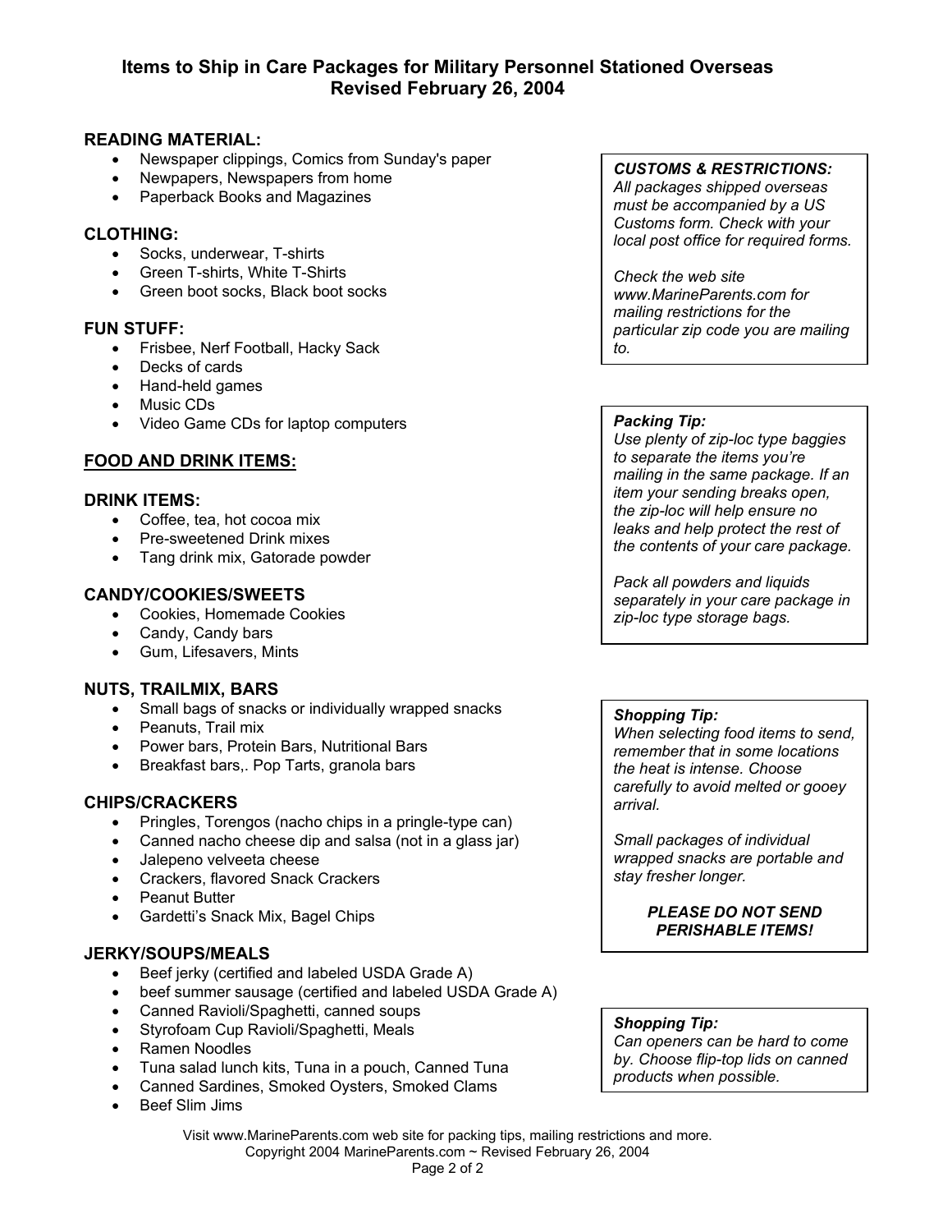# Items to Ship in Care Packages for Military Personnel Stationed Overseas
## Revised February 26, 2004

### READING MATERIAL:

- Newspaper clippings, Comics from Sunday's paper
- Newpapers, Newspapers from home
- Paperback Books and Magazines

### CLOTHING:

- Socks, underwear, T-shirts
- Green T-shirts, White T-Shirts
- Green boot socks, Black boot socks

### FUN STUFF:

- Frisbee, Nerf Football, Hacky Sack
- Decks of cards
- Hand-held games
- Music CDs
- Video Game CDs for laptop computers

## FOOD AND DRINK ITEMS:

### DRINK ITEMS:

- Coffee, tea, hot cocoa mix
- Pre-sweetened Drink mixes
- Tang drink mix, Gatorade powder

### CANDY/COOKIES/SWEETS

- Cookies, Homemade Cookies
- Candy, Candy bars
- Gum, Lifesavers, Mints

### NUTS, TRAILMIX, BARS

- Small bags of snacks or individually wrapped snacks
- Peanuts, Trail mix
- Power bars, Protein Bars, Nutritional Bars
- Breakfast bars,. Pop Tarts, granola bars

### CHIPS/CRACKERS

- Pringles, Torengos (nacho chips in a pringle-type can)
- Canned nacho cheese dip and salsa (not in a glass jar)
- Jalepeno velveeta cheese
- Crackers, flavored Snack Crackers
- Peanut Butter
- Gardetti's Snack Mix, Bagel Chips

### JERKY/SOUPS/MEALS

- Beef jerky (certified and labeled USDA Grade A)
- beef summer sausage (certified and labeled USDA Grade A)
- Canned Ravioli/Spaghetti, canned soups
- Styrofoam Cup Ravioli/Spaghetti, Meals
- Ramen Noodles
- Tuna salad lunch kits, Tuna in a pouch, Canned Tuna
- Canned Sardines, Smoked Oysters, Smoked Clams
- Beef Slim Jims

***CUSTOMS & RESTRICTIONS:***
*All packages shipped overseas must be accompanied by a US Customs form. Check with your local post office for required forms.*

*Check the web site www.MarineParents.com for mailing restrictions for the particular zip code you are mailing to.*

***Packing Tip:***
*Use plenty of zip-loc type baggies to separate the items you're mailing in the same package. If an item your sending breaks open, the zip-loc will help ensure no leaks and help protect the rest of the contents of your care package.*

*Pack all powders and liquids separately in your care package in zip-loc type storage bags.*

***Shopping Tip:***
*When selecting food items to send, remember that in some locations the heat is intense. Choose carefully to avoid melted or gooey arrival.*

*Small packages of individual wrapped snacks are portable and stay fresher longer.*

***PLEASE DO NOT SEND PERISHABLE ITEMS!***

***Shopping Tip:***
*Can openers can be hard to come by. Choose flip-top lids on canned products when possible.*

Visit www.MarineParents.com web site for packing tips, mailing restrictions and more.
Copyright 2004 MarineParents.com ~ Revised February 26, 2004